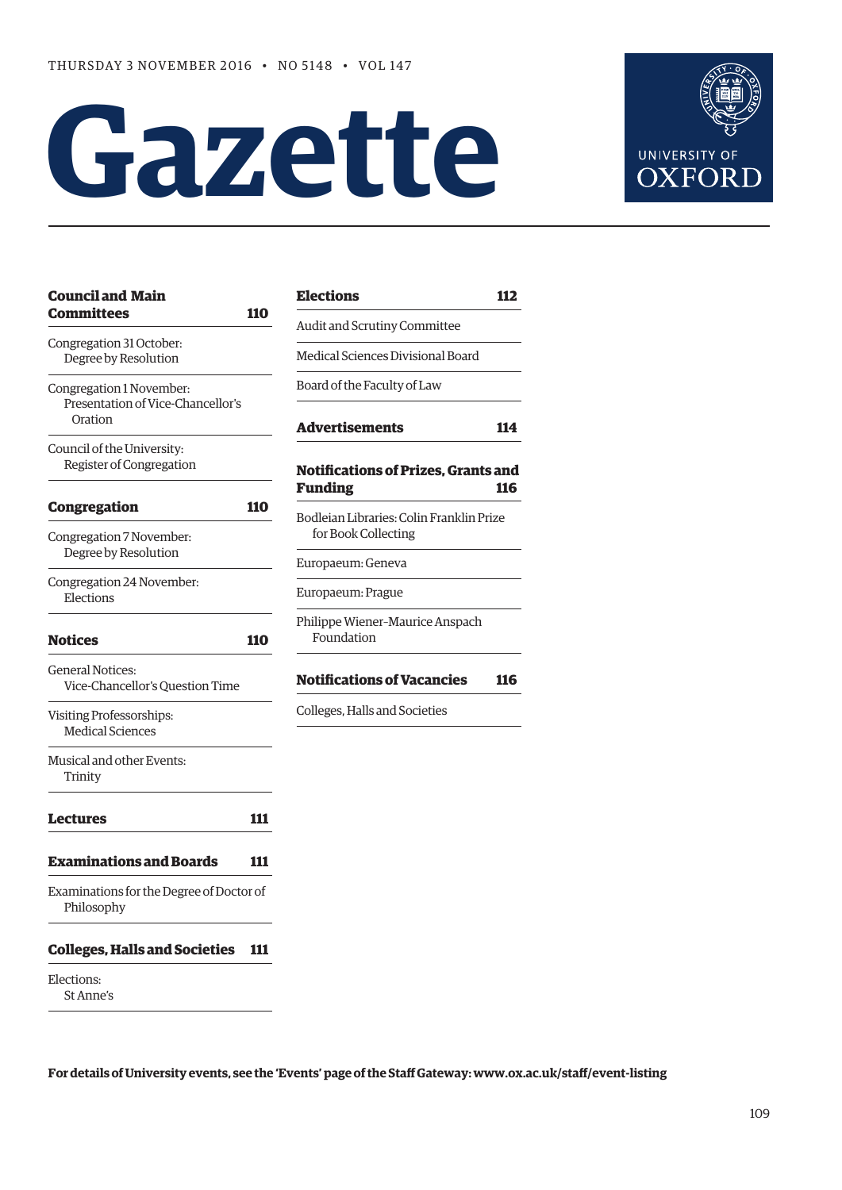THURSDAY 3 NOVEMBER 2016 • NO 5148 • VOL 147

# Gazette

UNIVERSITY OF OXFORD

**Council and Main Committees** **110**

Congregation 31 October: Degree by Resolution

Congregation 1 November: Presentation of Vice-Chancellor's Oration

Council of the University: Register of Congregation

**Congregation** **110**

Congregation 7 November: Degree by Resolution

Congregation 24 November: Elections

**Notices** **110**

General Notices: Vice-Chancellor's Question Time

Visiting Professorships: Medical Sciences

Musical and other Events: Trinity

**Lectures** **111**

**Examinations and Boards** **111**

Examinations for the Degree of Doctor of Philosophy

**Colleges, Halls and Societies** **111**

Elections: St Anne's

**Elections** **112**

Audit and Scrutiny Committee

Medical Sciences Divisional Board

Board of the Faculty of Law

**Advertisements** **114**

**Notifications of Prizes, Grants and Funding** **116**

Bodleian Libraries: Colin Franklin Prize for Book Collecting

Europaeum: Geneva

Europaeum: Prague

Philippe Wiener–Maurice Anspach Foundation

**Notifications of Vacancies** **116**

Colleges, Halls and Societies

**For details of University events, see the 'Events' page of the Staff Gateway: www.ox.ac.uk/staff/event-listing**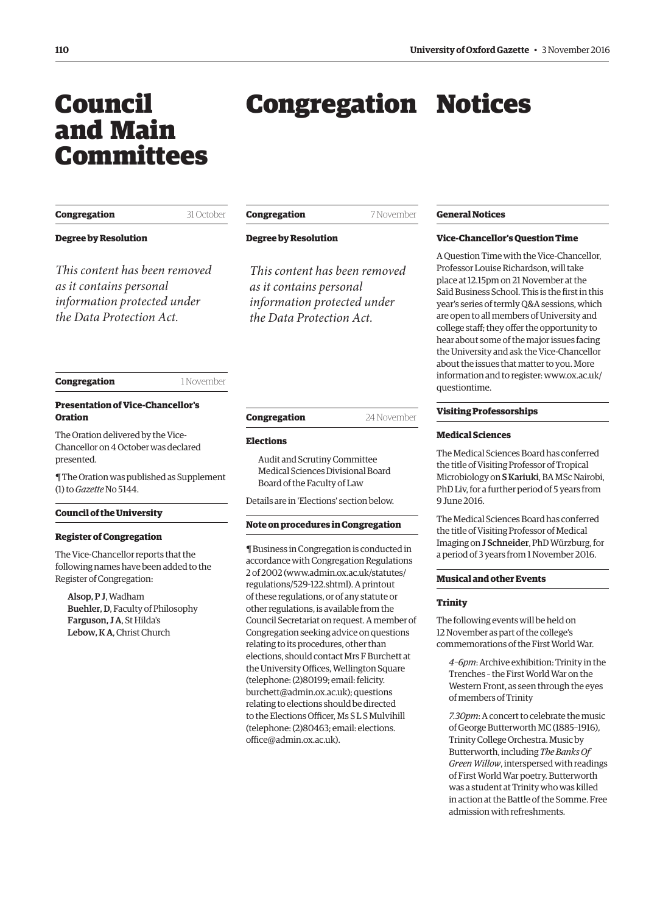# Council and Main Committees

# Congregation

# Notices

**Congregation** 31 October

**Degree by Resolution**

*This content has been removed as it contains personal information protected under the Data Protection Act.*

**Congregation** 1 November

**Presentation of Vice-Chancellor's Oration**

The Oration delivered by the Vice-Chancellor on 4 October was declared presented.

¶ The Oration was published as Supplement (1) to *Gazette* No 5144.

**Council of the University**

**Register of Congregation**

The Vice-Chancellor reports that the following names have been added to the Register of Congregation:

**Alsop, P J**, Wadham
**Buehler, D**, Faculty of Philosophy
**Farguson, J A**, St Hilda's
**Lebow, K A**, Christ Church

**Congregation** 7 November

**Degree by Resolution**

*This content has been removed as it contains personal information protected under the Data Protection Act.*

**Congregation** 24 November

**Elections**

Audit and Scrutiny Committee
Medical Sciences Divisional Board
Board of the Faculty of Law

Details are in 'Elections' section below.

**Note on procedures in Congregation**

¶ Business in Congregation is conducted in accordance with Congregation Regulations 2 of 2002 (www.admin.ox.ac.uk/statutes/regulations/529-122.shtml). A printout of these regulations, or of any statute or other regulations, is available from the Council Secretariat on request. A member of Congregation seeking advice on questions relating to its procedures, other than elections, should contact Mrs F Burchett at the University Offices, Wellington Square (telephone: (2)80199; email: felicity.burchett@admin.ox.ac.uk); questions relating to elections should be directed to the Elections Officer, Ms S L S Mulvihill (telephone: (2)80463; email: elections.office@admin.ox.ac.uk).

**General Notices**

**Vice-Chancellor's Question Time**

A Question Time with the Vice-Chancellor, Professor Louise Richardson, will take place at 12.15pm on 21 November at the Saïd Business School. This is the first in this year's series of termly Q&A sessions, which are open to all members of University and college staff; they offer the opportunity to hear about some of the major issues facing the University and ask the Vice-Chancellor about the issues that matter to you. More information and to register: www.ox.ac.uk/questiontime.

**Visiting Professorships**

**Medical Sciences**

The Medical Sciences Board has conferred the title of Visiting Professor of Tropical Microbiology on **S Kariuki**, BA MSc Nairobi, PhD Liv, for a further period of 5 years from 9 June 2016.

The Medical Sciences Board has conferred the title of Visiting Professor of Medical Imaging on **J Schneider**, PhD Würzburg, for a period of 3 years from 1 November 2016.

**Musical and other Events**

**Trinity**

The following events will be held on 12 November as part of the college's commemorations of the First World War.

*4–6pm*: Archive exhibition: Trinity in the Trenches – the First World War on the Western Front, as seen through the eyes of members of Trinity

*7.30pm*: A concert to celebrate the music of George Butterworth MC (1885–1916), Trinity College Orchestra. Music by Butterworth, including *The Banks Of Green Willow*, interspersed with readings of First World War poetry. Butterworth was a student at Trinity who was killed in action at the Battle of the Somme. Free admission with refreshments.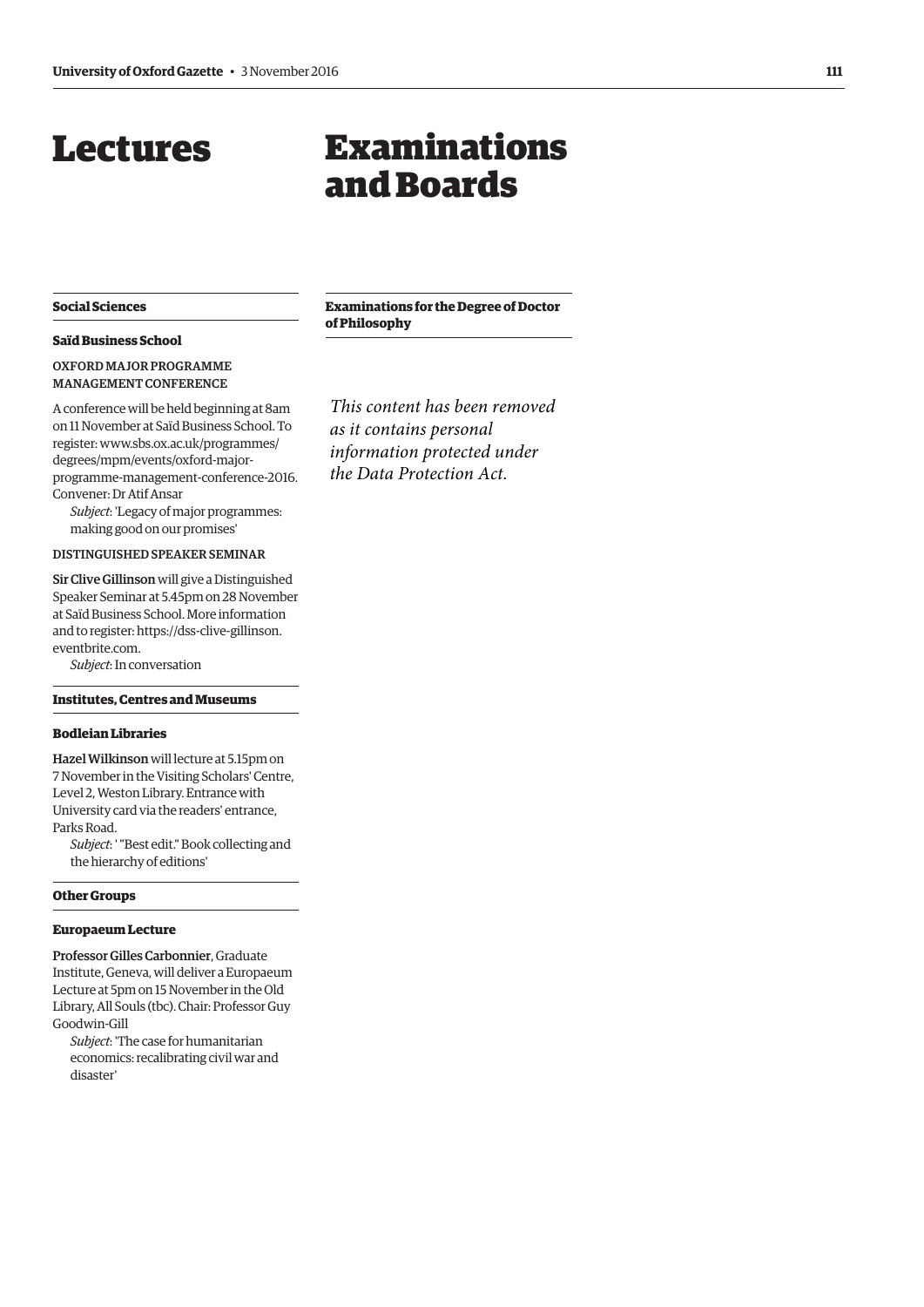# Lectures

## Social Sciences

### Saïd Business School

OXFORD MAJOR PROGRAMME MANAGEMENT CONFERENCE

A conference will be held beginning at 8am on 11 November at Saïd Business School. To register: www.sbs.ox.ac.uk/programmes/degrees/mpm/events/oxford-major-programme-management-conference-2016. Convener: Dr Atif Ansar

*Subject*: 'Legacy of major programmes: making good on our promises'

DISTINGUISHED SPEAKER SEMINAR

Sir Clive Gillinson will give a Distinguished Speaker Seminar at 5.45pm on 28 November at Saïd Business School. More information and to register: https://dss-clive-gillinson.eventbrite.com.

*Subject*: In conversation

## Institutes, Centres and Museums

### Bodleian Libraries

Hazel Wilkinson will lecture at 5.15pm on 7 November in the Visiting Scholars' Centre, Level 2, Weston Library. Entrance with University card via the readers' entrance, Parks Road.

*Subject*: ' "Best edit." Book collecting and the hierarchy of editions'

## Other Groups

### Europaeum Lecture

Professor Gilles Carbonnier, Graduate Institute, Geneva, will deliver a Europaeum Lecture at 5pm on 15 November in the Old Library, All Souls (tbc). Chair: Professor Guy Goodwin-Gill

*Subject*: 'The case for humanitarian economics: recalibrating civil war and disaster'

# Examinations and Boards

## Examinations for the Degree of Doctor of Philosophy

*This content has been removed as it contains personal information protected under the Data Protection Act.*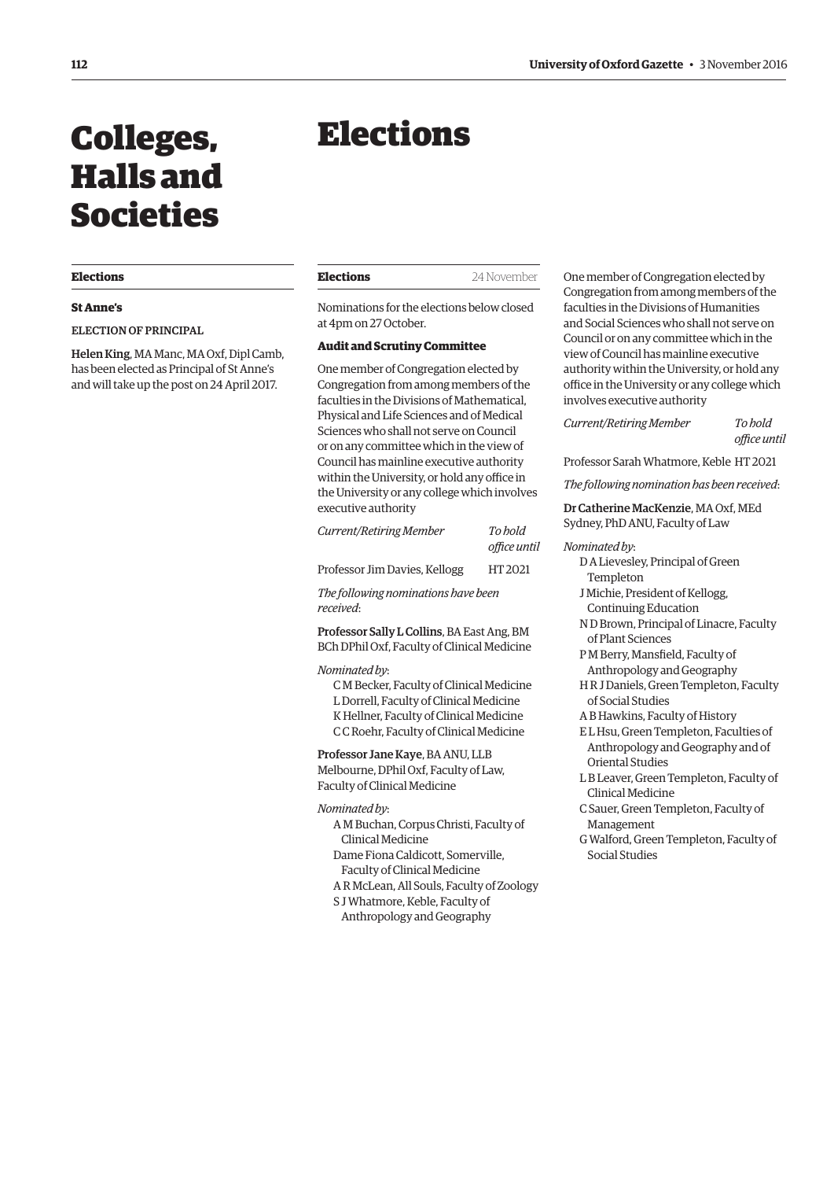# Colleges, Halls and Societies

## Elections

### St Anne's

ELECTION OF PRINCIPAL

**Helen King**, MA Manc, MA Oxf, Dipl Camb, has been elected as Principal of St Anne's and will take up the post on 24 April 2017.

# Elections

## Elections

24 November

Nominations for the elections below closed at 4pm on 27 October.

### Audit and Scrutiny Committee

One member of Congregation elected by Congregation from among members of the faculties in the Divisions of Mathematical, Physical and Life Sciences and of Medical Sciences who shall not serve on Council or on any committee which in the view of Council has mainline executive authority within the University, or hold any office in the University or any college which involves executive authority

| *Current/Retiring Member* | *To hold office until* |
| --- | --- |
| Professor Jim Davies, Kellogg | HT 2021 |

*The following nominations have been received*:

**Professor Sally L Collins**, BA East Ang, BM BCh DPhil Oxf, Faculty of Clinical Medicine

*Nominated by*:

- C M Becker, Faculty of Clinical Medicine
- L Dorrell, Faculty of Clinical Medicine
- K Hellner, Faculty of Clinical Medicine
- C C Roehr, Faculty of Clinical Medicine

**Professor Jane Kaye**, BA ANU, LLB Melbourne, DPhil Oxf, Faculty of Law, Faculty of Clinical Medicine

*Nominated by*:

- A M Buchan, Corpus Christi, Faculty of Clinical Medicine
- Dame Fiona Caldicott, Somerville, Faculty of Clinical Medicine
- A R McLean, All Souls, Faculty of Zoology
- S J Whatmore, Keble, Faculty of Anthropology and Geography

One member of Congregation elected by Congregation from among members of the faculties in the Divisions of Humanities and Social Sciences who shall not serve on Council or on any committee which in the view of Council has mainline executive authority within the University, or hold any office in the University or any college which involves executive authority

| *Current/Retiring Member* | *To hold office until* |
| --- | --- |
| Professor Sarah Whatmore, Keble | HT 2021 |

*The following nomination has been received*:

**Dr Catherine MacKenzie**, MA Oxf, MEd Sydney, PhD ANU, Faculty of Law

*Nominated by*:

- D A Lievesley, Principal of Green Templeton
- J Michie, President of Kellogg, Continuing Education
- N D Brown, Principal of Linacre, Faculty of Plant Sciences
- P M Berry, Mansfield, Faculty of Anthropology and Geography
- H R J Daniels, Green Templeton, Faculty of Social Studies
- A B Hawkins, Faculty of History
- E L Hsu, Green Templeton, Faculties of Anthropology and Geography and of Oriental Studies
- L B Leaver, Green Templeton, Faculty of Clinical Medicine
- C Sauer, Green Templeton, Faculty of Management
- G Walford, Green Templeton, Faculty of Social Studies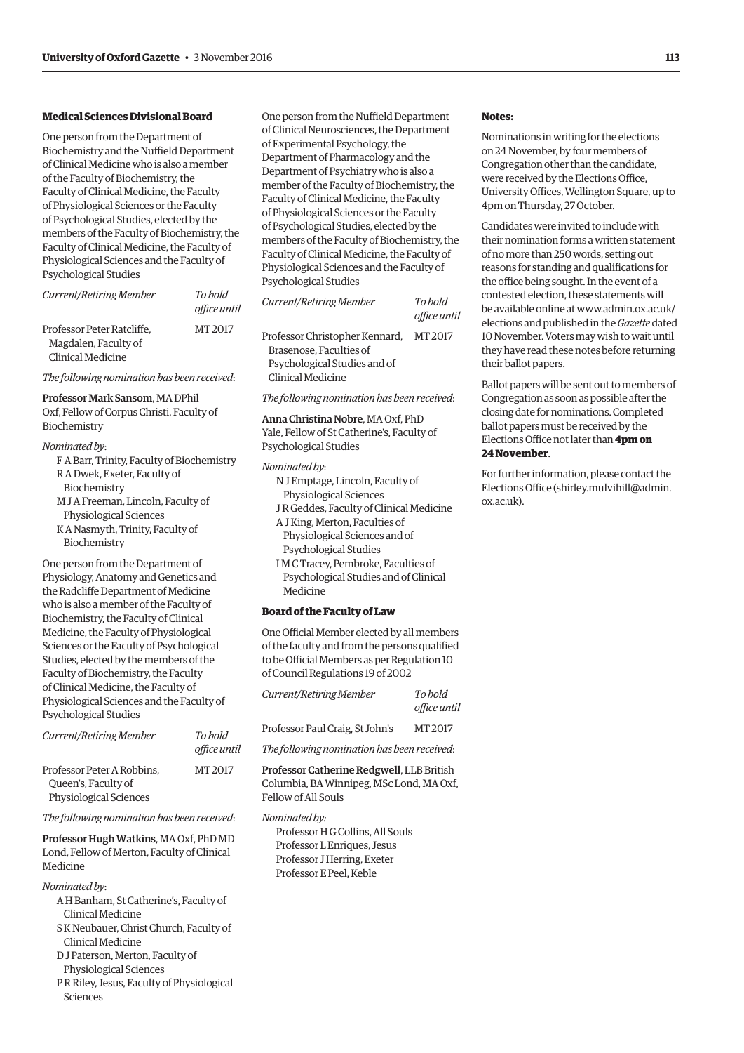### Medical Sciences Divisional Board

One person from the Department of Biochemistry and the Nuffield Department of Clinical Medicine who is also a member of the Faculty of Biochemistry, the Faculty of Clinical Medicine, the Faculty of Physiological Sciences or the Faculty of Psychological Studies, elected by the members of the Faculty of Biochemistry, the Faculty of Clinical Medicine, the Faculty of Physiological Sciences and the Faculty of Psychological Studies

| *Current/Retiring Member* | *To hold office until* |
|---|---|
| Professor Peter Ratcliffe, Magdalen, Faculty of Clinical Medicine | MT 2017 |

*The following nomination has been received*:

**Professor Mark Sansom**, MA DPhil Oxf, Fellow of Corpus Christi, Faculty of Biochemistry

*Nominated by*:

- F A Barr, Trinity, Faculty of Biochemistry
- R A Dwek, Exeter, Faculty of Biochemistry
- M J A Freeman, Lincoln, Faculty of Physiological Sciences
- K A Nasmyth, Trinity, Faculty of Biochemistry

One person from the Department of Physiology, Anatomy and Genetics and the Radcliffe Department of Medicine who is also a member of the Faculty of Biochemistry, the Faculty of Clinical Medicine, the Faculty of Physiological Sciences or the Faculty of Psychological Studies, elected by the members of the Faculty of Biochemistry, the Faculty of Clinical Medicine, the Faculty of Physiological Sciences and the Faculty of Psychological Studies

| *Current/Retiring Member* | *To hold office until* |
|---|---|
| Professor Peter A Robbins, Queen's, Faculty of Physiological Sciences | MT 2017 |

*The following nomination has been received*:

**Professor Hugh Watkins**, MA Oxf, PhD MD Lond, Fellow of Merton, Faculty of Clinical Medicine

*Nominated by*:

- A H Banham, St Catherine's, Faculty of Clinical Medicine
- S K Neubauer, Christ Church, Faculty of Clinical Medicine
- D J Paterson, Merton, Faculty of Physiological Sciences
- P R Riley, Jesus, Faculty of Physiological Sciences

One person from the Nuffield Department of Clinical Neurosciences, the Department of Experimental Psychology, the Department of Pharmacology and the Department of Psychiatry who is also a member of the Faculty of Biochemistry, the Faculty of Clinical Medicine, the Faculty of Physiological Sciences or the Faculty of Psychological Studies, elected by the members of the Faculty of Biochemistry, the Faculty of Clinical Medicine, the Faculty of Physiological Sciences and the Faculty of Psychological Studies

| *Current/Retiring Member* | *To hold office until* |
|---|---|
| Professor Christopher Kennard, Brasenose, Faculties of Psychological Studies and of Clinical Medicine | MT 2017 |

*The following nomination has been received*:

**Anna Christina Nobre**, MA Oxf, PhD Yale, Fellow of St Catherine's, Faculty of Psychological Studies

*Nominated by*:

- N J Emptage, Lincoln, Faculty of Physiological Sciences
- J R Geddes, Faculty of Clinical Medicine
- A J King, Merton, Faculties of Physiological Sciences and of Psychological Studies
- I M C Tracey, Pembroke, Faculties of Psychological Studies and of Clinical Medicine

### Board of the Faculty of Law

One Official Member elected by all members of the faculty and from the persons qualified to be Official Members as per Regulation 10 of Council Regulations 19 of 2002

| *Current/Retiring Member* | *To hold office until* |
|---|---|
| Professor Paul Craig, St John's | MT 2017 |

*The following nomination has been received*:

**Professor Catherine Redgwell**, LLB British Columbia, BA Winnipeg, MSc Lond, MA Oxf, Fellow of All Souls

*Nominated by:*

- Professor H G Collins, All Souls
- Professor L Enriques, Jesus
- Professor J Herring, Exeter
- Professor E Peel, Keble

### Notes:

Nominations in writing for the elections on 24 November, by four members of Congregation other than the candidate, were received by the Elections Office, University Offices, Wellington Square, up to 4pm on Thursday, 27 October.

Candidates were invited to include with their nomination forms a written statement of no more than 250 words, setting out reasons for standing and qualifications for the office being sought. In the event of a contested election, these statements will be available online at www.admin.ox.ac.uk/elections and published in the *Gazette* dated 10 November. Voters may wish to wait until they have read these notes before returning their ballot papers.

Ballot papers will be sent out to members of Congregation as soon as possible after the closing date for nominations. Completed ballot papers must be received by the Elections Office not later than **4pm on 24 November**.

For further information, please contact the Elections Office (shirley.mulvihill@admin.ox.ac.uk).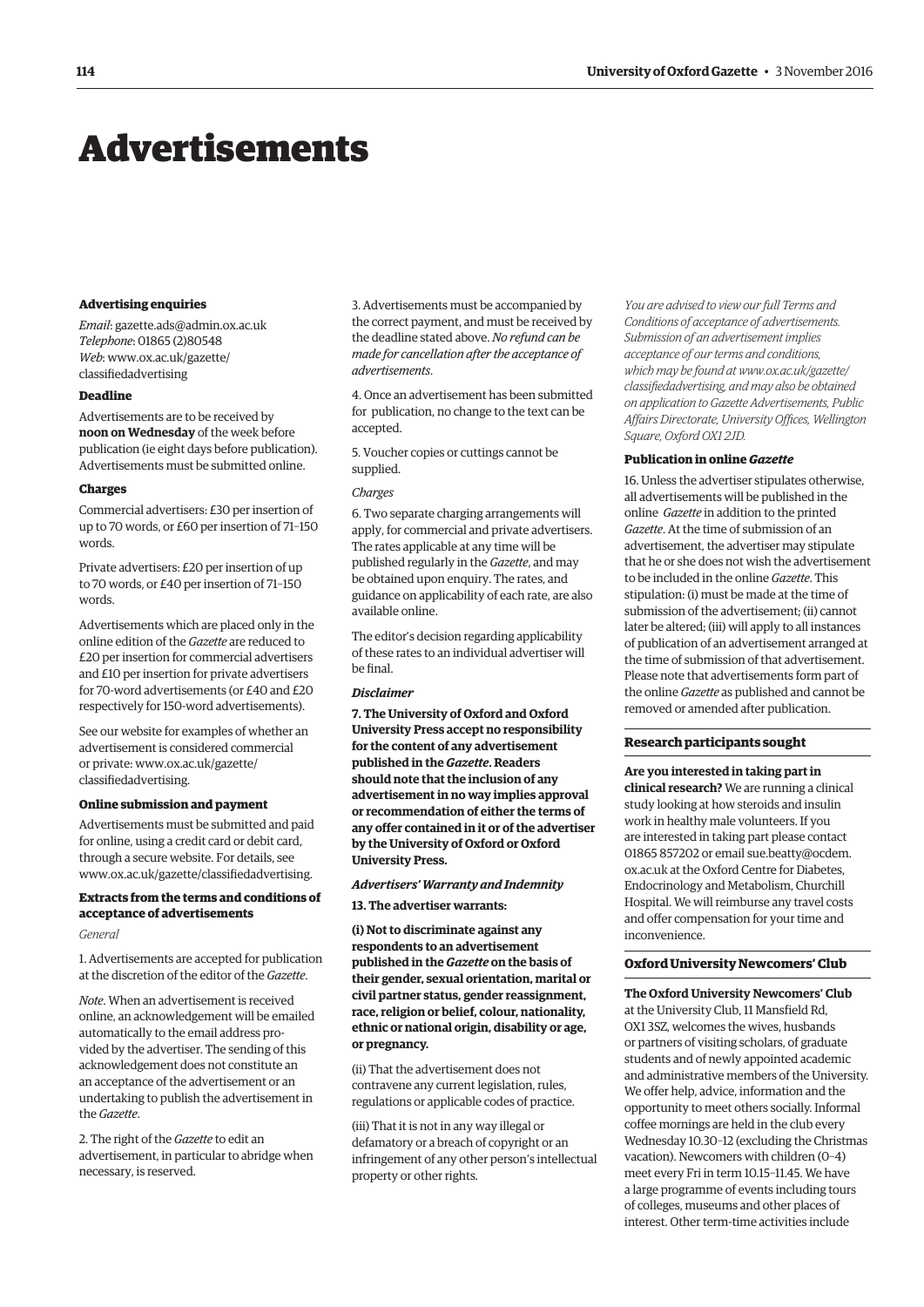# Advertisements

### Advertising enquiries

*Email*: gazette.ads@admin.ox.ac.uk
*Telephone*: 01865 (2)80548
*Web*: www.ox.ac.uk/gazette/classifiedadvertising

### Deadline

Advertisements are to be received by **noon on Wednesday** of the week before publication (ie eight days before publication). Advertisements must be submitted online.

### Charges

Commercial advertisers: £30 per insertion of up to 70 words, or £60 per insertion of 71–150 words.

Private advertisers: £20 per insertion of up to 70 words, or £40 per insertion of 71–150 words.

Advertisements which are placed only in the online edition of the *Gazette* are reduced to £20 per insertion for commercial advertisers and £10 per insertion for private advertisers for 70-word advertisements (or £40 and £20 respectively for 150-word advertisements).

See our website for examples of whether an advertisement is considered commercial or private: www.ox.ac.uk/gazette/classifiedadvertising.

### Online submission and payment

Advertisements must be submitted and paid for online, using a credit card or debit card, through a secure website. For details, see www.ox.ac.uk/gazette/classifiedadvertising.

### Extracts from the terms and conditions of acceptance of advertisements

*General*

1. Advertisements are accepted for publication at the discretion of the editor of the *Gazette*.

*Note*. When an advertisement is received online, an acknowledgement will be emailed automatically to the email address provided by the advertiser. The sending of this acknowledgement does not constitute an an acceptance of the advertisement or an undertaking to publish the advertisement in the *Gazette*.

2. The right of the *Gazette* to edit an advertisement, in particular to abridge when necessary, is reserved.

3. Advertisements must be accompanied by the correct payment, and must be received by the deadline stated above. *No refund can be made for cancellation after the acceptance of advertisements*.

4. Once an advertisement has been submitted for publication, no change to the text can be accepted.

5. Voucher copies or cuttings cannot be supplied.

*Charges*

6. Two separate charging arrangements will apply, for commercial and private advertisers. The rates applicable at any time will be published regularly in the *Gazette*, and may be obtained upon enquiry. The rates, and guidance on applicability of each rate, are also available online.

The editor's decision regarding applicability of these rates to an individual advertiser will be final.

***Disclaimer***

**7. The University of Oxford and Oxford University Press accept no responsibility for the content of any advertisement published in the *Gazette*. Readers should note that the inclusion of any advertisement in no way implies approval or recommendation of either the terms of any offer contained in it or of the advertiser by the University of Oxford or Oxford University Press.**

***Advertisers' Warranty and Indemnity***

**13. The advertiser warrants:**

**(i) Not to discriminate against any respondents to an advertisement published in the *Gazette* on the basis of their gender, sexual orientation, marital or civil partner status, gender reassignment, race, religion or belief, colour, nationality, ethnic or national origin, disability or age, or pregnancy.**

(ii) That the advertisement does not contravene any current legislation, rules, regulations or applicable codes of practice.

(iii) That it is not in any way illegal or defamatory or a breach of copyright or an infringement of any other person's intellectual property or other rights.

*You are advised to view our full Terms and Conditions of acceptance of advertisements. Submission of an advertisement implies acceptance of our terms and conditions, which may be found at www.ox.ac.uk/gazette/classifiedadvertising, and may also be obtained on application to Gazette Advertisements, Public Affairs Directorate, University Offices, Wellington Square, Oxford OX1 2JD.*

### Publication in online *Gazette*

16. Unless the advertiser stipulates otherwise, all advertisements will be published in the online *Gazette* in addition to the printed *Gazette*. At the time of submission of an advertisement, the advertiser may stipulate that he or she does not wish the advertisement to be included in the online *Gazette*. This stipulation: (i) must be made at the time of submission of the advertisement; (ii) cannot later be altered; (iii) will apply to all instances of publication of an advertisement arranged at the time of submission of that advertisement. Please note that advertisements form part of the online *Gazette* as published and cannot be removed or amended after publication.

### Research participants sought

**Are you interested in taking part in clinical research?** We are running a clinical study looking at how steroids and insulin work in healthy male volunteers. If you are interested in taking part please contact 01865 857202 or email sue.beatty@ocdem.ox.ac.uk at the Oxford Centre for Diabetes, Endocrinology and Metabolism, Churchill Hospital. We will reimburse any travel costs and offer compensation for your time and inconvenience.

### Oxford University Newcomers' Club

**The Oxford University Newcomers' Club** at the University Club, 11 Mansfield Rd, OX1 3SZ, welcomes the wives, husbands or partners of visiting scholars, of graduate students and of newly appointed academic and administrative members of the University. We offer help, advice, information and the opportunity to meet others socially. Informal coffee mornings are held in the club every Wednesday 10.30–12 (excluding the Christmas vacation). Newcomers with children (0–4) meet every Fri in term 10.15–11.45. We have a large programme of events including tours of colleges, museums and other places of interest. Other term-time activities include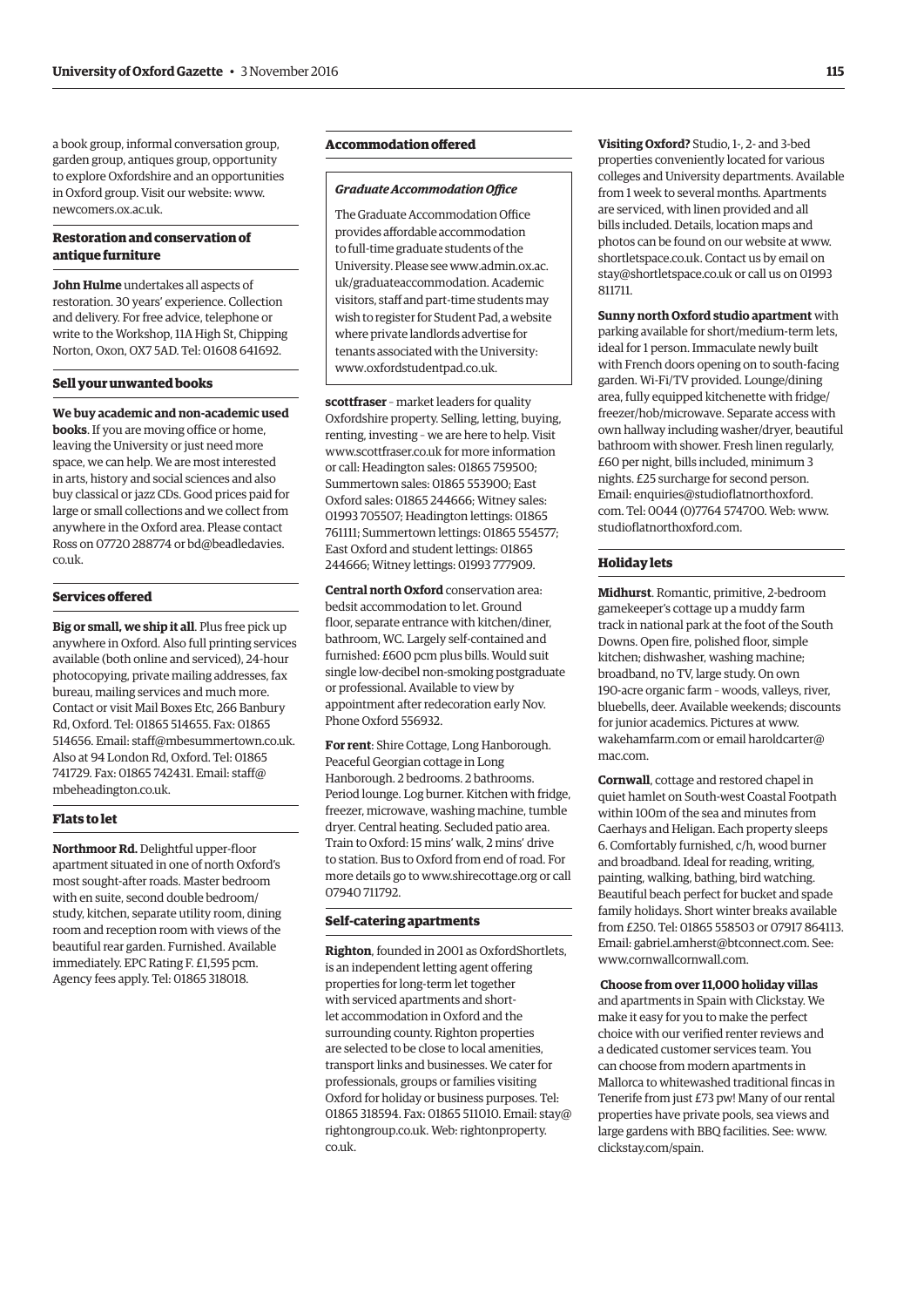a book group, informal conversation group, garden group, antiques group, opportunity to explore Oxfordshire and an opportunities in Oxford group. Visit our website: www.newcomers.ox.ac.uk.

### Restoration and conservation of antique furniture

**John Hulme** undertakes all aspects of restoration. 30 years' experience. Collection and delivery. For free advice, telephone or write to the Workshop, 11A High St, Chipping Norton, Oxon, OX7 5AD. Tel: 01608 641692.

### Sell your unwanted books

**We buy academic and non-academic used books**. If you are moving office or home, leaving the University or just need more space, we can help. We are most interested in arts, history and social sciences and also buy classical or jazz CDs. Good prices paid for large or small collections and we collect from anywhere in the Oxford area. Please contact Ross on 07720 288774 or bd@beadledavies.co.uk.

### Services offered

**Big or small, we ship it all**. Plus free pick up anywhere in Oxford. Also full printing services available (both online and serviced), 24-hour photocopying, private mailing addresses, fax bureau, mailing services and much more. Contact or visit Mail Boxes Etc, 266 Banbury Rd, Oxford. Tel: 01865 514655. Fax: 01865 514656. Email: staff@mbesummertown.co.uk. Also at 94 London Rd, Oxford. Tel: 01865 741729. Fax: 01865 742431. Email: staff@mbeheadington.co.uk.

### Flats to let

**Northmoor Rd.** Delightful upper-floor apartment situated in one of north Oxford's most sought-after roads. Master bedroom with en suite, second double bedroom/study, kitchen, separate utility room, dining room and reception room with views of the beautiful rear garden. Furnished. Available immediately. EPC Rating F. £1,595 pcm. Agency fees apply. Tel: 01865 318018.

### Accommodation offered

*Graduate Accommodation Office*

The Graduate Accommodation Office provides affordable accommodation to full-time graduate students of the University. Please see www.admin.ox.ac.uk/graduateaccommodation. Academic visitors, staff and part-time students may wish to register for Student Pad, a website where private landlords advertise for tenants associated with the University: www.oxfordstudentpad.co.uk.

**scottfraser** – market leaders for quality Oxfordshire property. Selling, letting, buying, renting, investing – we are here to help. Visit www.scottfraser.co.uk for more information or call: Headington sales: 01865 759500; Summertown sales: 01865 553900; East Oxford sales: 01865 244666; Witney sales: 01993 705507; Headington lettings: 01865 761111; Summertown lettings: 01865 554577; East Oxford and student lettings: 01865 244666; Witney lettings: 01993 777909.

**Central north Oxford** conservation area: bedsit accommodation to let. Ground floor, separate entrance with kitchen/diner, bathroom, WC. Largely self-contained and furnished: £600 pcm plus bills. Would suit single low-decibel non-smoking postgraduate or professional. Available to view by appointment after redecoration early Nov. Phone Oxford 556932.

**For rent**: Shire Cottage, Long Hanborough. Peaceful Georgian cottage in Long Hanborough. 2 bedrooms. 2 bathrooms. Period lounge. Log burner. Kitchen with fridge, freezer, microwave, washing machine, tumble dryer. Central heating. Secluded patio area. Train to Oxford: 15 mins' walk, 2 mins' drive to station. Bus to Oxford from end of road. For more details go to www.shirecottage.org or call 07940 711792.

### Self-catering apartments

**Righton**, founded in 2001 as OxfordShortlets, is an independent letting agent offering properties for long-term let together with serviced apartments and short-let accommodation in Oxford and the surrounding county. Righton properties are selected to be close to local amenities, transport links and businesses. We cater for professionals, groups or families visiting Oxford for holiday or business purposes. Tel: 01865 318594. Fax: 01865 511010. Email: stay@rightongroup.co.uk. Web: rightonproperty.co.uk.

**Visiting Oxford?** Studio, 1-, 2- and 3-bed properties conveniently located for various colleges and University departments. Available from 1 week to several months. Apartments are serviced, with linen provided and all bills included. Details, location maps and photos can be found on our website at www.shortletspace.co.uk. Contact us by email on stay@shortletspace.co.uk or call us on 01993 811711.

**Sunny north Oxford studio apartment** with parking available for short/medium-term lets, ideal for 1 person. Immaculate newly built with French doors opening on to south-facing garden. Wi-Fi/TV provided. Lounge/dining area, fully equipped kitchenette with fridge/freezer/hob/microwave. Separate access with own hallway including washer/dryer, beautiful bathroom with shower. Fresh linen regularly, £60 per night, bills included, minimum 3 nights. £25 surcharge for second person. Email: enquiries@studioflatnorthoxford.com. Tel: 0044 (0)7764 574700. Web: www.studioflatnorthoxford.com.

### Holiday lets

**Midhurst**. Romantic, primitive, 2-bedroom gamekeeper's cottage up a muddy farm track in national park at the foot of the South Downs. Open fire, polished floor, simple kitchen; dishwasher, washing machine; broadband, no TV, large study. On own 190-acre organic farm – woods, valleys, river, bluebells, deer. Available weekends; discounts for junior academics. Pictures at www.wakehamfarm.com or email haroldcarter@mac.com.

**Cornwall**, cottage and restored chapel in quiet hamlet on South-west Coastal Footpath within 100m of the sea and minutes from Caerhays and Heligan. Each property sleeps 6. Comfortably furnished, c/h, wood burner and broadband. Ideal for reading, writing, painting, walking, bathing, bird watching. Beautiful beach perfect for bucket and spade family holidays. Short winter breaks available from £250. Tel: 01865 558503 or 07917 864113. Email: gabriel.amherst@btconnect.com. See: www.cornwallcornwall.com.

**Choose from over 11,000 holiday villas** and apartments in Spain with Clickstay. We make it easy for you to make the perfect choice with our verified renter reviews and a dedicated customer services team. You can choose from modern apartments in Mallorca to whitewashed traditional fincas in Tenerife from just £73 pw! Many of our rental properties have private pools, sea views and large gardens with BBQ facilities. See: www.clickstay.com/spain.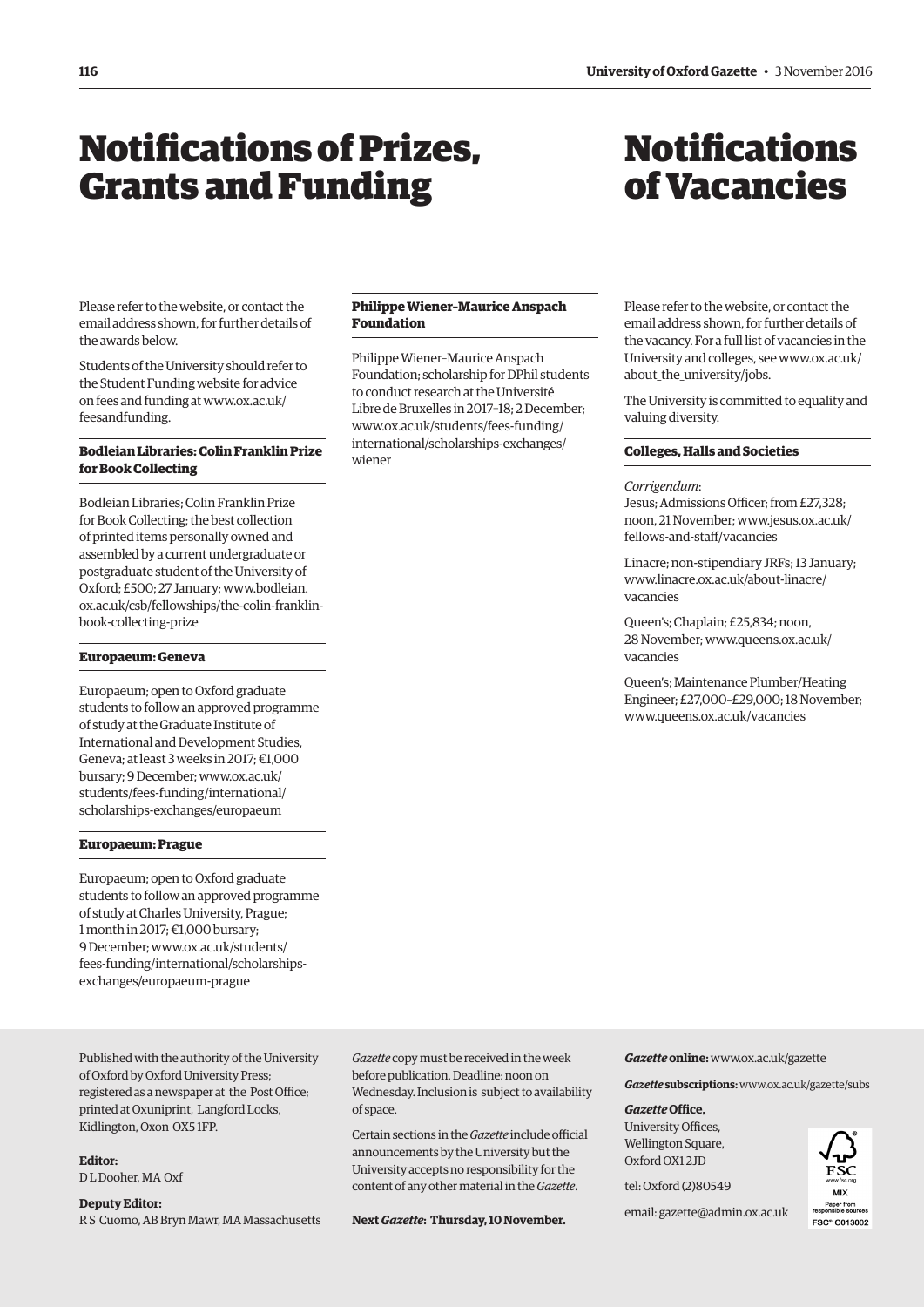# Notifications of Prizes, Grants and Funding

Please refer to the website, or contact the email address shown, for further details of the awards below.

Students of the University should refer to the Student Funding website for advice on fees and funding at www.ox.ac.uk/feesandfunding.

### Bodleian Libraries: Colin Franklin Prize for Book Collecting

Bodleian Libraries; Colin Franklin Prize for Book Collecting; the best collection of printed items personally owned and assembled by a current undergraduate or postgraduate student of the University of Oxford; £500; 27 January; www.bodleian.ox.ac.uk/csb/fellowships/the-colin-franklin-book-collecting-prize

### Europaeum: Geneva

Europaeum; open to Oxford graduate students to follow an approved programme of study at the Graduate Institute of International and Development Studies, Geneva; at least 3 weeks in 2017; €1,000 bursary; 9 December; www.ox.ac.uk/students/fees-funding/international/scholarships-exchanges/europaeum

### Europaeum: Prague

Europaeum; open to Oxford graduate students to follow an approved programme of study at Charles University, Prague; 1 month in 2017; €1,000 bursary; 9 December; www.ox.ac.uk/students/fees-funding/international/scholarships-exchanges/europaeum-prague

### Philippe Wiener–Maurice Anspach Foundation

Philippe Wiener–Maurice Anspach Foundation; scholarship for DPhil students to conduct research at the Université Libre de Bruxelles in 2017–18; 2 December; www.ox.ac.uk/students/fees-funding/international/scholarships-exchanges/wiener

# Notifications of Vacancies

Please refer to the website, or contact the email address shown, for further details of the vacancy. For a full list of vacancies in the University and colleges, see www.ox.ac.uk/about_the_university/jobs.

The University is committed to equality and valuing diversity.

### Colleges, Halls and Societies

*Corrigendum*:
Jesus; Admissions Officer; from £27,328; noon, 21 November; www.jesus.ox.ac.uk/fellows-and-staff/vacancies

Linacre; non-stipendiary JRFs; 13 January; www.linacre.ox.ac.uk/about-linacre/vacancies

Queen's; Chaplain; £25,834; noon, 28 November; www.queens.ox.ac.uk/vacancies

Queen's; Maintenance Plumber/Heating Engineer; £27,000–£29,000; 18 November; www.queens.ox.ac.uk/vacancies

---

Published with the authority of the University of Oxford by Oxford University Press; registered as a newspaper at the Post Office; printed at Oxuniprint, Langford Locks, Kidlington, Oxon OX5 1FP.

**Editor:**
D L Dooher, MA Oxf

**Deputy Editor:**
R S Cuomo, AB Bryn Mawr, MA Massachusetts

*Gazette* copy must be received in the week before publication. Deadline: noon on Wednesday. Inclusion is subject to availability of space.

Certain sections in the *Gazette* include official announcements by the University but the University accepts no responsibility for the content of any other material in the *Gazette*.

**Next *Gazette*: Thursday, 10 November.**

***Gazette* online:** www.ox.ac.uk/gazette

***Gazette* subscriptions:** www.ox.ac.uk/gazette/subs

***Gazette* Office,**
University Offices,
Wellington Square,
Oxford OX1 2JD

tel: Oxford (2)80549

email: gazette@admin.ox.ac.uk

FSC www.fsc.org MIX Paper from responsible sources FSC® C013002